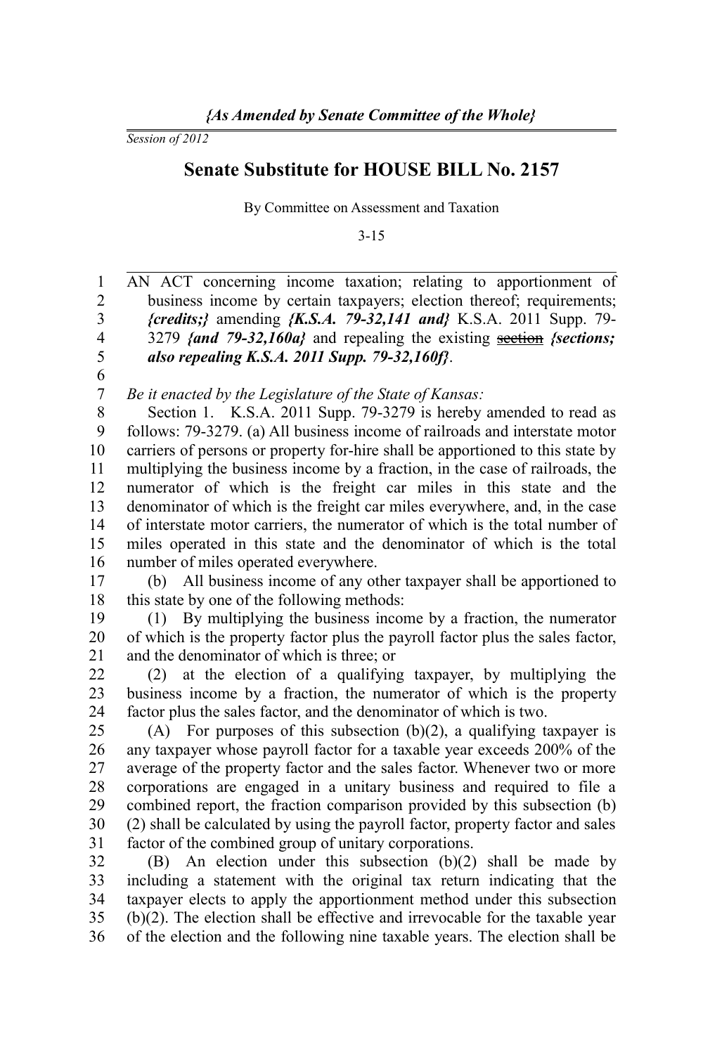*{As Amended by Senate Committee of the Whole}*

*Session of 2012*

# Senate Substitute for HOUSE BILL No. 2157

By Committee on Assessment and Taxation

3-15

AN ACT concerning income taxation; relating to apportionment of business income by certain taxpayers; election thereof; requirements; ***{credits;}*** amending ***{K.S.A. 79-32,141 and}*** K.S.A. 2011 Supp. 79-3279 ***{and 79-32,160a}*** and repealing the existing ~~section~~ ***{sections; also repealing K.S.A. 2011 Supp. 79-32,160f}***.

*Be it enacted by the Legislature of the State of Kansas:*

Section 1. K.S.A. 2011 Supp. 79-3279 is hereby amended to read as follows: 79-3279. (a) All business income of railroads and interstate motor carriers of persons or property for-hire shall be apportioned to this state by multiplying the business income by a fraction, in the case of railroads, the numerator of which is the freight car miles in this state and the denominator of which is the freight car miles everywhere, and, in the case of interstate motor carriers, the numerator of which is the total number of miles operated in this state and the denominator of which is the total number of miles operated everywhere.

(b) All business income of any other taxpayer shall be apportioned to this state by one of the following methods:

(1) By multiplying the business income by a fraction, the numerator of which is the property factor plus the payroll factor plus the sales factor, and the denominator of which is three; or

(2) at the election of a qualifying taxpayer, by multiplying the business income by a fraction, the numerator of which is the property factor plus the sales factor, and the denominator of which is two.

(A) For purposes of this subsection (b)(2), a qualifying taxpayer is any taxpayer whose payroll factor for a taxable year exceeds 200% of the average of the property factor and the sales factor. Whenever two or more corporations are engaged in a unitary business and required to file a combined report, the fraction comparison provided by this subsection (b)(2) shall be calculated by using the payroll factor, property factor and sales factor of the combined group of unitary corporations.

(B) An election under this subsection (b)(2) shall be made by including a statement with the original tax return indicating that the taxpayer elects to apply the apportionment method under this subsection (b)(2). The election shall be effective and irrevocable for the taxable year of the election and the following nine taxable years. The election shall be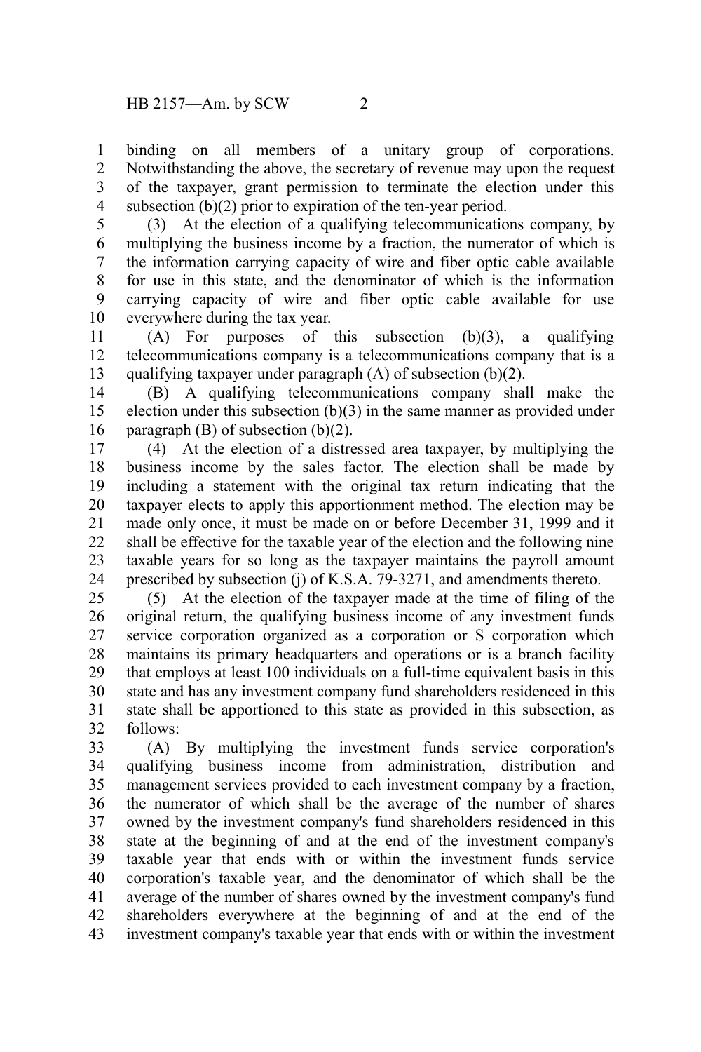binding on all members of a unitary group of corporations. Notwithstanding the above, the secretary of revenue may upon the request of the taxpayer, grant permission to terminate the election under this subsection (b)(2) prior to expiration of the ten-year period.

(3) At the election of a qualifying telecommunications company, by multiplying the business income by a fraction, the numerator of which is the information carrying capacity of wire and fiber optic cable available for use in this state, and the denominator of which is the information carrying capacity of wire and fiber optic cable available for use everywhere during the tax year.

(A) For purposes of this subsection (b)(3), a qualifying telecommunications company is a telecommunications company that is a qualifying taxpayer under paragraph (A) of subsection (b)(2).

(B) A qualifying telecommunications company shall make the election under this subsection (b)(3) in the same manner as provided under paragraph (B) of subsection (b)(2).

(4) At the election of a distressed area taxpayer, by multiplying the business income by the sales factor. The election shall be made by including a statement with the original tax return indicating that the taxpayer elects to apply this apportionment method. The election may be made only once, it must be made on or before December 31, 1999 and it shall be effective for the taxable year of the election and the following nine taxable years for so long as the taxpayer maintains the payroll amount prescribed by subsection (j) of K.S.A. 79-3271, and amendments thereto.

(5) At the election of the taxpayer made at the time of filing of the original return, the qualifying business income of any investment funds service corporation organized as a corporation or S corporation which maintains its primary headquarters and operations or is a branch facility that employs at least 100 individuals on a full-time equivalent basis in this state and has any investment company fund shareholders residenced in this state shall be apportioned to this state as provided in this subsection, as follows:

(A) By multiplying the investment funds service corporation's qualifying business income from administration, distribution and management services provided to each investment company by a fraction, the numerator of which shall be the average of the number of shares owned by the investment company's fund shareholders residenced in this state at the beginning of and at the end of the investment company's taxable year that ends with or within the investment funds service corporation's taxable year, and the denominator of which shall be the average of the number of shares owned by the investment company's fund shareholders everywhere at the beginning of and at the end of the investment company's taxable year that ends with or within the investment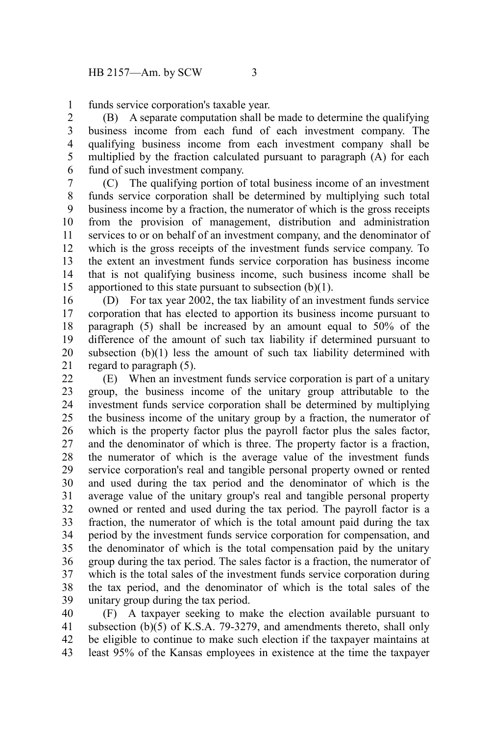funds service corporation's taxable year.

(B) A separate computation shall be made to determine the qualifying business income from each fund of each investment company. The qualifying business income from each investment company shall be multiplied by the fraction calculated pursuant to paragraph (A) for each fund of such investment company.

(C) The qualifying portion of total business income of an investment funds service corporation shall be determined by multiplying such total business income by a fraction, the numerator of which is the gross receipts from the provision of management, distribution and administration services to or on behalf of an investment company, and the denominator of which is the gross receipts of the investment funds service company. To the extent an investment funds service corporation has business income that is not qualifying business income, such business income shall be apportioned to this state pursuant to subsection (b)(1).

(D) For tax year 2002, the tax liability of an investment funds service corporation that has elected to apportion its business income pursuant to paragraph (5) shall be increased by an amount equal to 50% of the difference of the amount of such tax liability if determined pursuant to subsection (b)(1) less the amount of such tax liability determined with regard to paragraph (5).

(E) When an investment funds service corporation is part of a unitary group, the business income of the unitary group attributable to the investment funds service corporation shall be determined by multiplying the business income of the unitary group by a fraction, the numerator of which is the property factor plus the payroll factor plus the sales factor, and the denominator of which is three. The property factor is a fraction, the numerator of which is the average value of the investment funds service corporation's real and tangible personal property owned or rented and used during the tax period and the denominator of which is the average value of the unitary group's real and tangible personal property owned or rented and used during the tax period. The payroll factor is a fraction, the numerator of which is the total amount paid during the tax period by the investment funds service corporation for compensation, and the denominator of which is the total compensation paid by the unitary group during the tax period. The sales factor is a fraction, the numerator of which is the total sales of the investment funds service corporation during the tax period, and the denominator of which is the total sales of the unitary group during the tax period.

(F) A taxpayer seeking to make the election available pursuant to subsection (b)(5) of K.S.A. 79-3279, and amendments thereto, shall only be eligible to continue to make such election if the taxpayer maintains at least 95% of the Kansas employees in existence at the time the taxpayer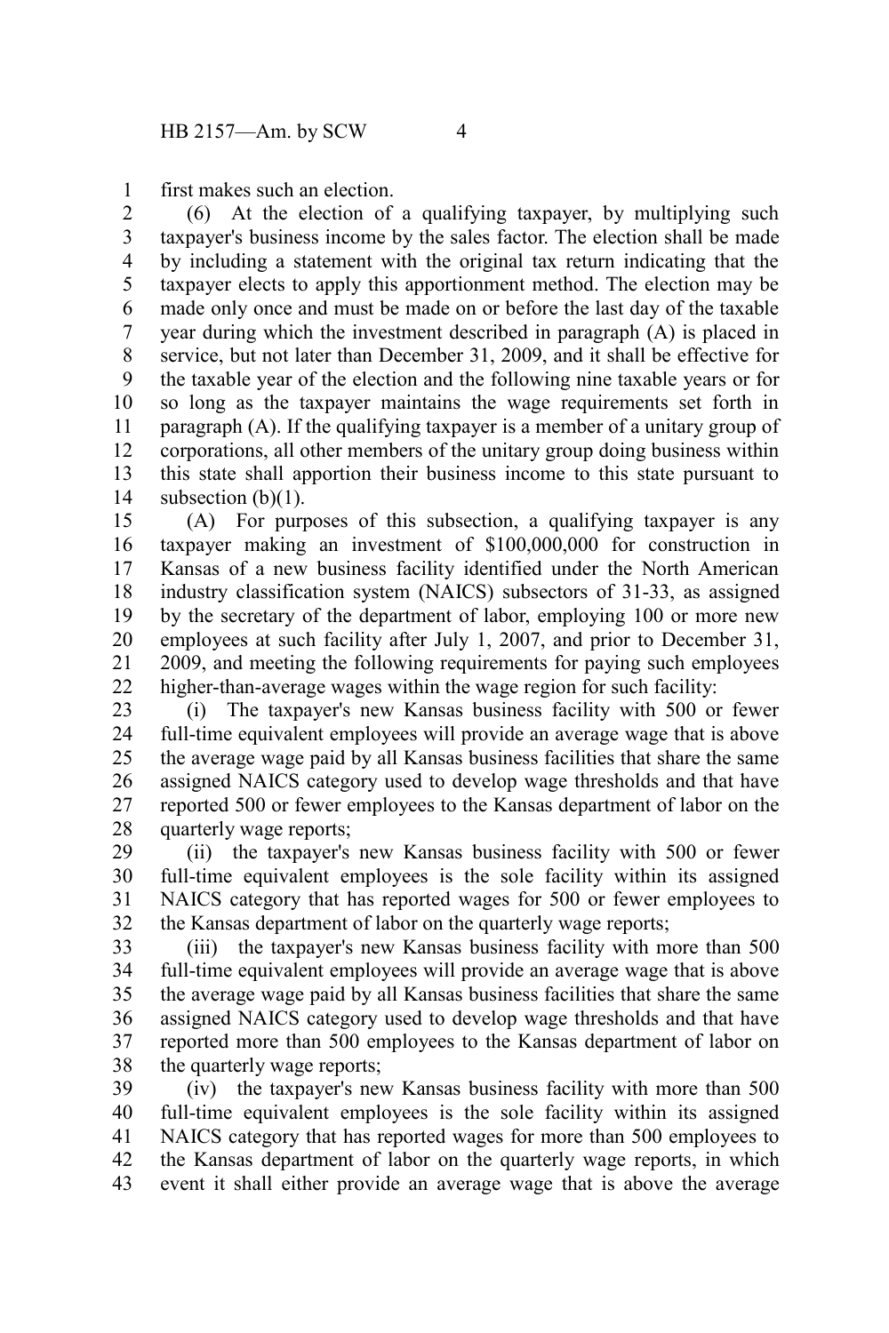first makes such an election.

(6) At the election of a qualifying taxpayer, by multiplying such taxpayer's business income by the sales factor. The election shall be made by including a statement with the original tax return indicating that the taxpayer elects to apply this apportionment method. The election may be made only once and must be made on or before the last day of the taxable year during which the investment described in paragraph (A) is placed in service, but not later than December 31, 2009, and it shall be effective for the taxable year of the election and the following nine taxable years or for so long as the taxpayer maintains the wage requirements set forth in paragraph (A). If the qualifying taxpayer is a member of a unitary group of corporations, all other members of the unitary group doing business within this state shall apportion their business income to this state pursuant to subsection (b)(1).

(A) For purposes of this subsection, a qualifying taxpayer is any taxpayer making an investment of $100,000,000 for construction in Kansas of a new business facility identified under the North American industry classification system (NAICS) subsectors of 31-33, as assigned by the secretary of the department of labor, employing 100 or more new employees at such facility after July 1, 2007, and prior to December 31, 2009, and meeting the following requirements for paying such employees higher-than-average wages within the wage region for such facility:

(i) The taxpayer's new Kansas business facility with 500 or fewer full-time equivalent employees will provide an average wage that is above the average wage paid by all Kansas business facilities that share the same assigned NAICS category used to develop wage thresholds and that have reported 500 or fewer employees to the Kansas department of labor on the quarterly wage reports;

(ii) the taxpayer's new Kansas business facility with 500 or fewer full-time equivalent employees is the sole facility within its assigned NAICS category that has reported wages for 500 or fewer employees to the Kansas department of labor on the quarterly wage reports;

(iii) the taxpayer's new Kansas business facility with more than 500 full-time equivalent employees will provide an average wage that is above the average wage paid by all Kansas business facilities that share the same assigned NAICS category used to develop wage thresholds and that have reported more than 500 employees to the Kansas department of labor on the quarterly wage reports;

(iv) the taxpayer's new Kansas business facility with more than 500 full-time equivalent employees is the sole facility within its assigned NAICS category that has reported wages for more than 500 employees to the Kansas department of labor on the quarterly wage reports, in which event it shall either provide an average wage that is above the average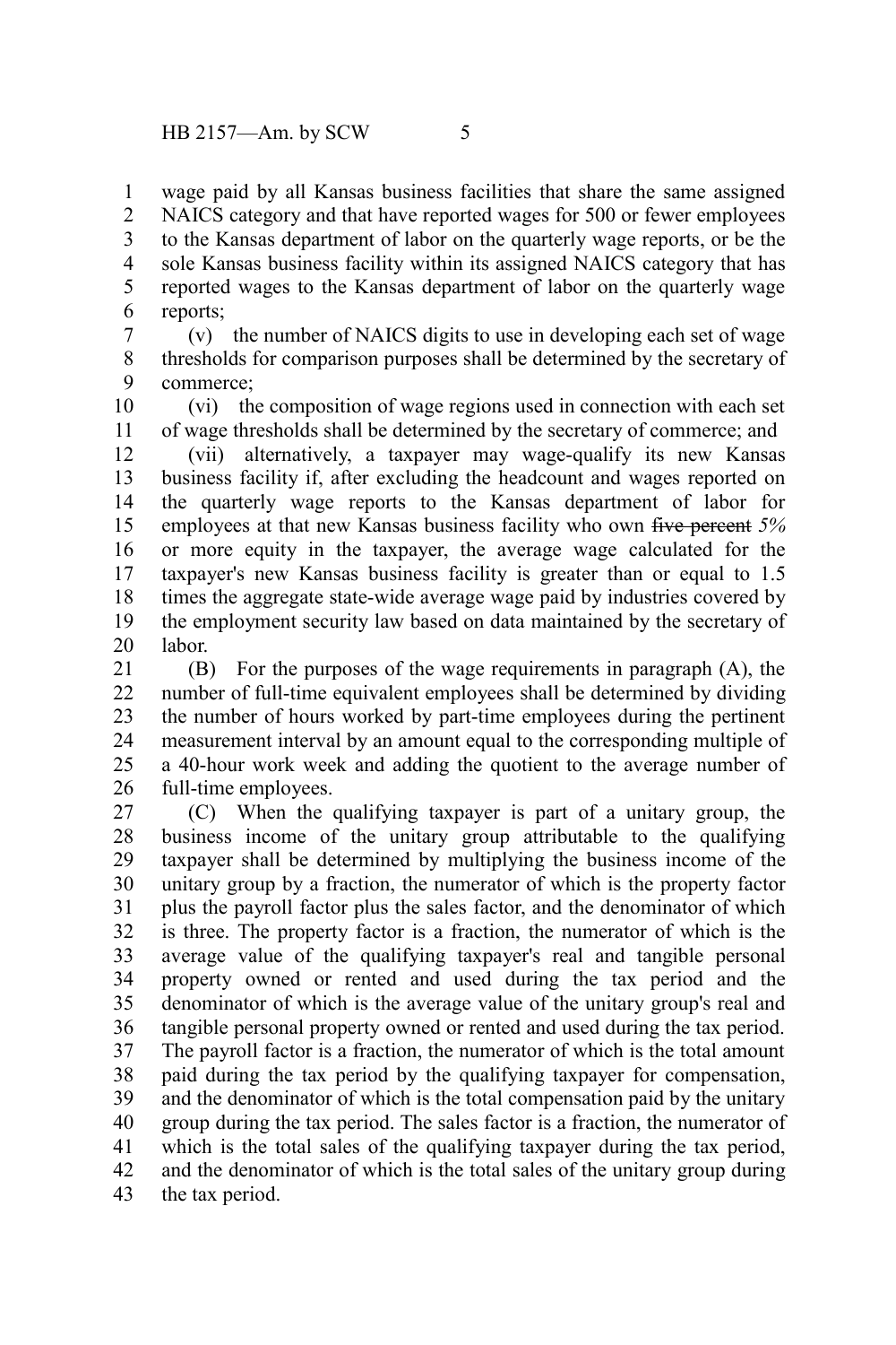wage paid by all Kansas business facilities that share the same assigned NAICS category and that have reported wages for 500 or fewer employees to the Kansas department of labor on the quarterly wage reports, or be the sole Kansas business facility within its assigned NAICS category that has reported wages to the Kansas department of labor on the quarterly wage reports;

(v) the number of NAICS digits to use in developing each set of wage thresholds for comparison purposes shall be determined by the secretary of commerce;

(vi) the composition of wage regions used in connection with each set of wage thresholds shall be determined by the secretary of commerce; and

(vii) alternatively, a taxpayer may wage-qualify its new Kansas business facility if, after excluding the headcount and wages reported on the quarterly wage reports to the Kansas department of labor for employees at that new Kansas business facility who own ~~five percent~~ *5%* or more equity in the taxpayer, the average wage calculated for the taxpayer's new Kansas business facility is greater than or equal to 1.5 times the aggregate state-wide average wage paid by industries covered by the employment security law based on data maintained by the secretary of labor.

(B) For the purposes of the wage requirements in paragraph (A), the number of full-time equivalent employees shall be determined by dividing the number of hours worked by part-time employees during the pertinent measurement interval by an amount equal to the corresponding multiple of a 40-hour work week and adding the quotient to the average number of full-time employees.

(C) When the qualifying taxpayer is part of a unitary group, the business income of the unitary group attributable to the qualifying taxpayer shall be determined by multiplying the business income of the unitary group by a fraction, the numerator of which is the property factor plus the payroll factor plus the sales factor, and the denominator of which is three. The property factor is a fraction, the numerator of which is the average value of the qualifying taxpayer's real and tangible personal property owned or rented and used during the tax period and the denominator of which is the average value of the unitary group's real and tangible personal property owned or rented and used during the tax period. The payroll factor is a fraction, the numerator of which is the total amount paid during the tax period by the qualifying taxpayer for compensation, and the denominator of which is the total compensation paid by the unitary group during the tax period. The sales factor is a fraction, the numerator of which is the total sales of the qualifying taxpayer during the tax period, and the denominator of which is the total sales of the unitary group during the tax period.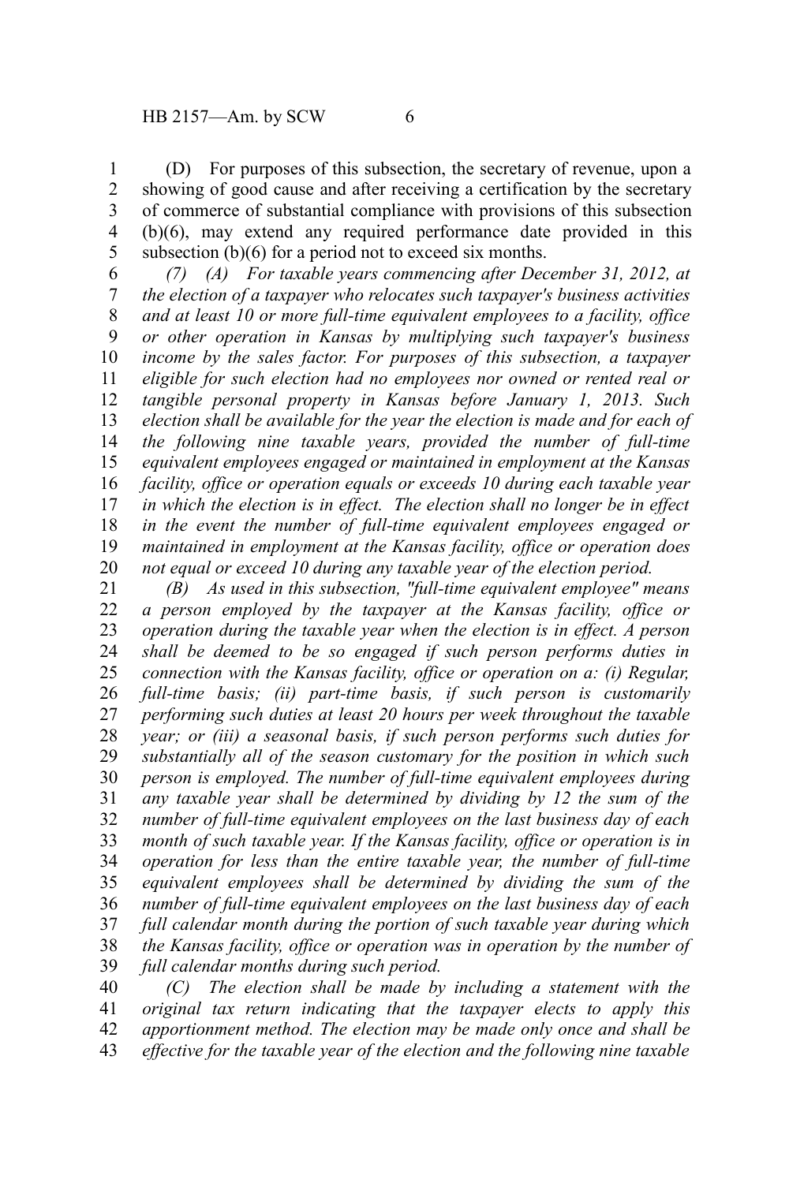(D) For purposes of this subsection, the secretary of revenue, upon a showing of good cause and after receiving a certification by the secretary of commerce of substantial compliance with provisions of this subsection (b)(6), may extend any required performance date provided in this subsection (b)(6) for a period not to exceed six months.

*(7) (A) For taxable years commencing after December 31, 2012, at the election of a taxpayer who relocates such taxpayer's business activities and at least 10 or more full-time equivalent employees to a facility, office or other operation in Kansas by multiplying such taxpayer's business income by the sales factor. For purposes of this subsection, a taxpayer eligible for such election had no employees nor owned or rented real or tangible personal property in Kansas before January 1, 2013. Such election shall be available for the year the election is made and for each of the following nine taxable years, provided the number of full-time equivalent employees engaged or maintained in employment at the Kansas facility, office or operation equals or exceeds 10 during each taxable year in which the election is in effect. The election shall no longer be in effect in the event the number of full-time equivalent employees engaged or maintained in employment at the Kansas facility, office or operation does not equal or exceed 10 during any taxable year of the election period.*

*(B) As used in this subsection, "full-time equivalent employee" means a person employed by the taxpayer at the Kansas facility, office or operation during the taxable year when the election is in effect. A person shall be deemed to be so engaged if such person performs duties in connection with the Kansas facility, office or operation on a: (i) Regular, full-time basis; (ii) part-time basis, if such person is customarily performing such duties at least 20 hours per week throughout the taxable year; or (iii) a seasonal basis, if such person performs such duties for substantially all of the season customary for the position in which such person is employed. The number of full-time equivalent employees during any taxable year shall be determined by dividing by 12 the sum of the number of full-time equivalent employees on the last business day of each month of such taxable year. If the Kansas facility, office or operation is in operation for less than the entire taxable year, the number of full-time equivalent employees shall be determined by dividing the sum of the number of full-time equivalent employees on the last business day of each full calendar month during the portion of such taxable year during which the Kansas facility, office or operation was in operation by the number of full calendar months during such period.*

*(C) The election shall be made by including a statement with the original tax return indicating that the taxpayer elects to apply this apportionment method. The election may be made only once and shall be effective for the taxable year of the election and the following nine taxable*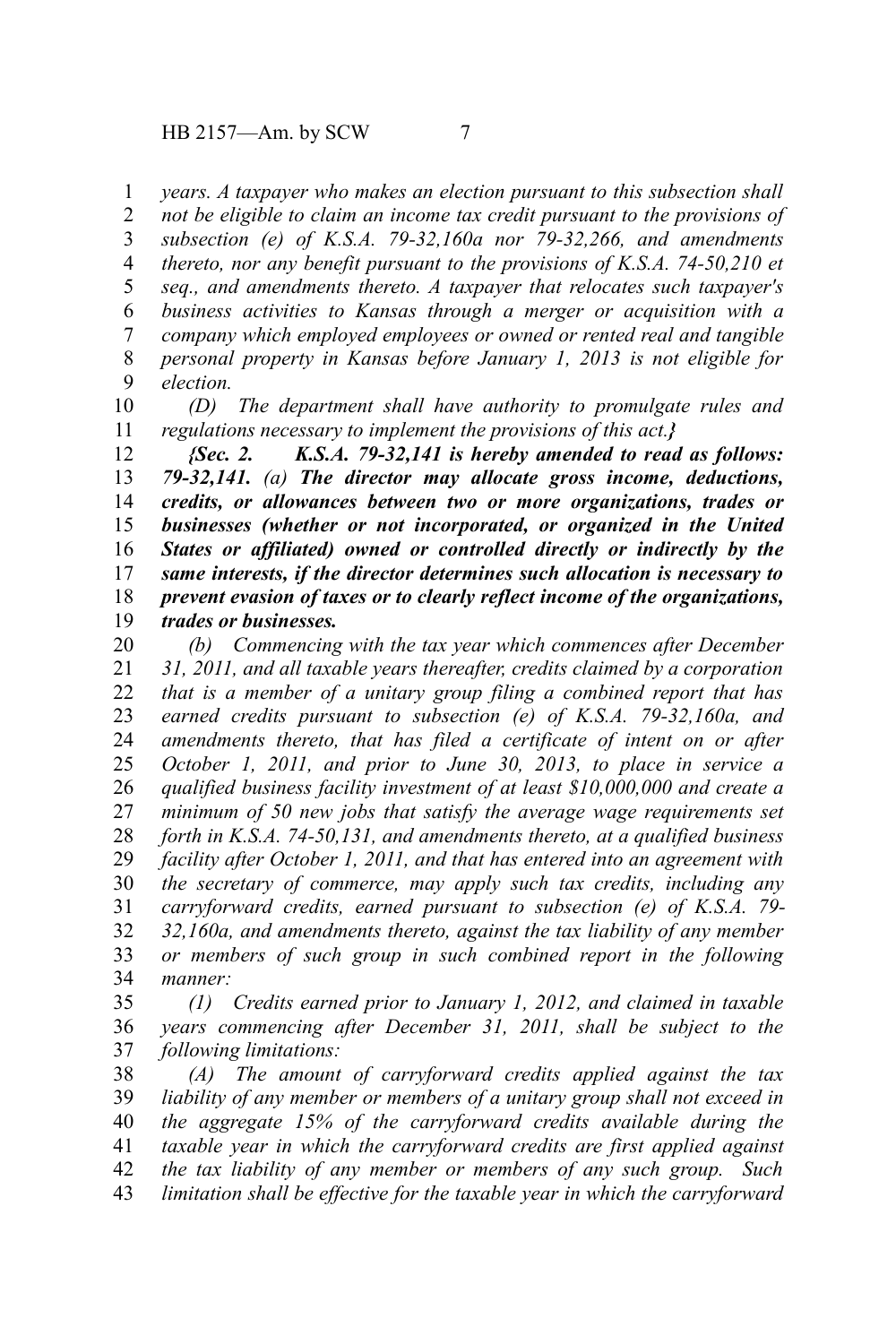*years. A taxpayer who makes an election pursuant to this subsection shall not be eligible to claim an income tax credit pursuant to the provisions of subsection (e) of K.S.A. 79-32,160a nor 79-32,266, and amendments thereto, nor any benefit pursuant to the provisions of K.S.A. 74-50,210 et seq., and amendments thereto. A taxpayer that relocates such taxpayer's business activities to Kansas through a merger or acquisition with a company which employed employees or owned or rented real and tangible personal property in Kansas before January 1, 2013 is not eligible for election.*

*(D) The department shall have authority to promulgate rules and regulations necessary to implement the provisions of this act.}*

***{Sec. 2. K.S.A. 79-32,141 is hereby amended to read as follows: 79-32,141.*** *(a)* ***The director may allocate gross income, deductions, credits, or allowances between two or more organizations, trades or businesses (whether or not incorporated, or organized in the United States or affiliated) owned or controlled directly or indirectly by the same interests, if the director determines such allocation is necessary to prevent evasion of taxes or to clearly reflect income of the organizations, trades or businesses.***

*(b) Commencing with the tax year which commences after December 31, 2011, and all taxable years thereafter, credits claimed by a corporation that is a member of a unitary group filing a combined report that has earned credits pursuant to subsection (e) of K.S.A. 79-32,160a, and amendments thereto, that has filed a certificate of intent on or after October 1, 2011, and prior to June 30, 2013, to place in service a qualified business facility investment of at least $10,000,000 and create a minimum of 50 new jobs that satisfy the average wage requirements set forth in K.S.A. 74-50,131, and amendments thereto, at a qualified business facility after October 1, 2011, and that has entered into an agreement with the secretary of commerce, may apply such tax credits, including any carryforward credits, earned pursuant to subsection (e) of K.S.A. 79-32,160a, and amendments thereto, against the tax liability of any member or members of such group in such combined report in the following manner:*

*(1) Credits earned prior to January 1, 2012, and claimed in taxable years commencing after December 31, 2011, shall be subject to the following limitations:*

*(A) The amount of carryforward credits applied against the tax liability of any member or members of a unitary group shall not exceed in the aggregate 15% of the carryforward credits available during the taxable year in which the carryforward credits are first applied against the tax liability of any member or members of any such group. Such limitation shall be effective for the taxable year in which the carryforward*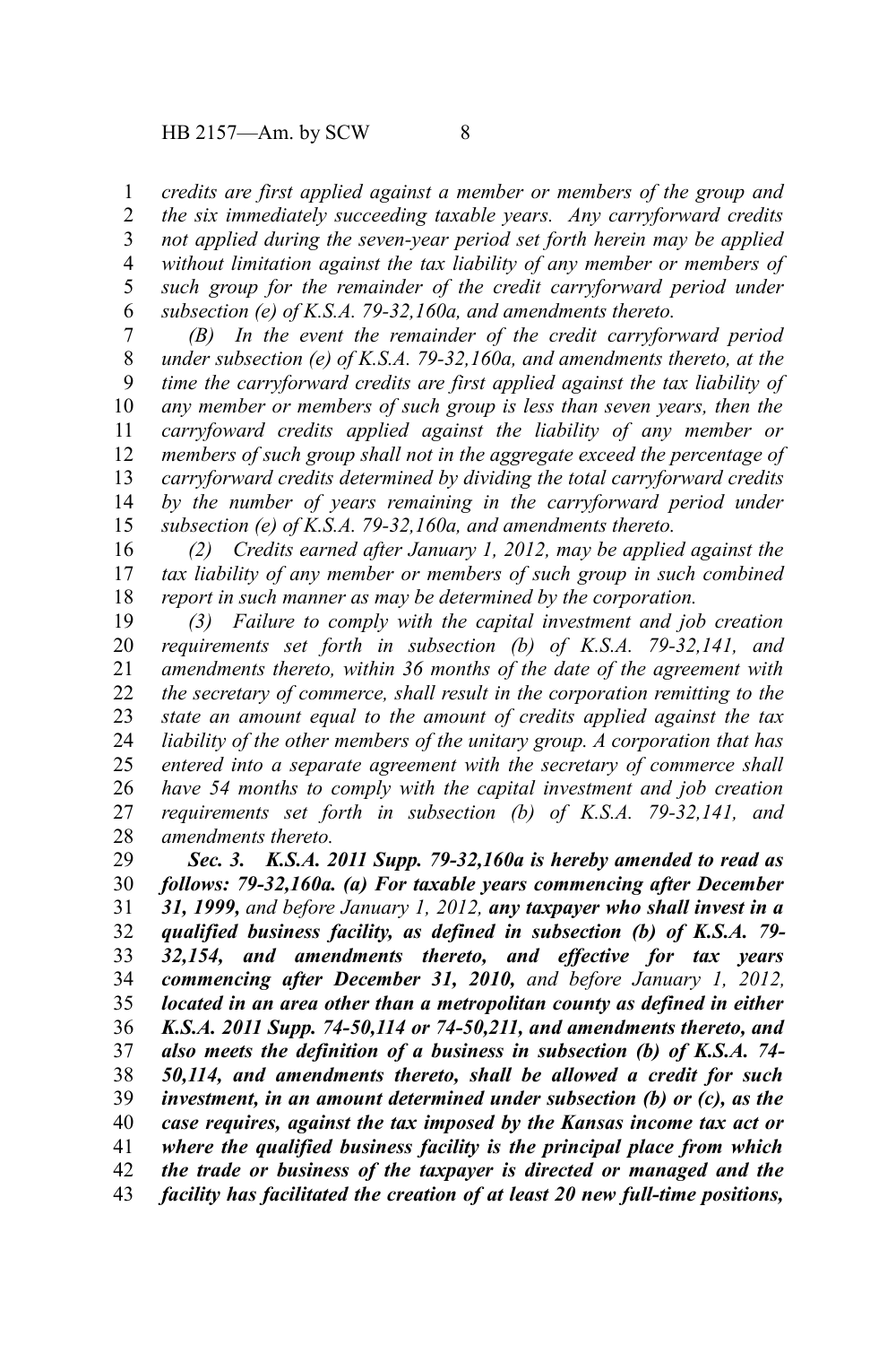*credits are first applied against a member or members of the group and the six immediately succeeding taxable years. Any carryforward credits not applied during the seven-year period set forth herein may be applied without limitation against the tax liability of any member or members of such group for the remainder of the credit carryforward period under subsection (e) of K.S.A. 79-32,160a, and amendments thereto.*

*(B) In the event the remainder of the credit carryforward period under subsection (e) of K.S.A. 79-32,160a, and amendments thereto, at the time the carryforward credits are first applied against the tax liability of any member or members of such group is less than seven years, then the carryfoward credits applied against the liability of any member or members of such group shall not in the aggregate exceed the percentage of carryforward credits determined by dividing the total carryforward credits by the number of years remaining in the carryforward period under subsection (e) of K.S.A. 79-32,160a, and amendments thereto.*

*(2) Credits earned after January 1, 2012, may be applied against the tax liability of any member or members of such group in such combined report in such manner as may be determined by the corporation.*

*(3) Failure to comply with the capital investment and job creation requirements set forth in subsection (b) of K.S.A. 79-32,141, and amendments thereto, within 36 months of the date of the agreement with the secretary of commerce, shall result in the corporation remitting to the state an amount equal to the amount of credits applied against the tax liability of the other members of the unitary group. A corporation that has entered into a separate agreement with the secretary of commerce shall have 54 months to comply with the capital investment and job creation requirements set forth in subsection (b) of K.S.A. 79-32,141, and amendments thereto.*

***Sec. 3. K.S.A. 2011 Supp. 79-32,160a is hereby amended to read as follows: 79-32,160a. (a) For taxable years commencing after December 31, 1999,*** *and before January 1, 2012,* ***any taxpayer who shall invest in a qualified business facility, as defined in subsection (b) of K.S.A. 79-32,154, and amendments thereto, and effective for tax years commencing after December 31, 2010,*** *and before January 1, 2012,* ***located in an area other than a metropolitan county as defined in either K.S.A. 2011 Supp. 74-50,114 or 74-50,211, and amendments thereto, and also meets the definition of a business in subsection (b) of K.S.A. 74-50,114, and amendments thereto, shall be allowed a credit for such investment, in an amount determined under subsection (b) or (c), as the case requires, against the tax imposed by the Kansas income tax act or where the qualified business facility is the principal place from which the trade or business of the taxpayer is directed or managed and the facility has facilitated the creation of at least 20 new full-time positions,***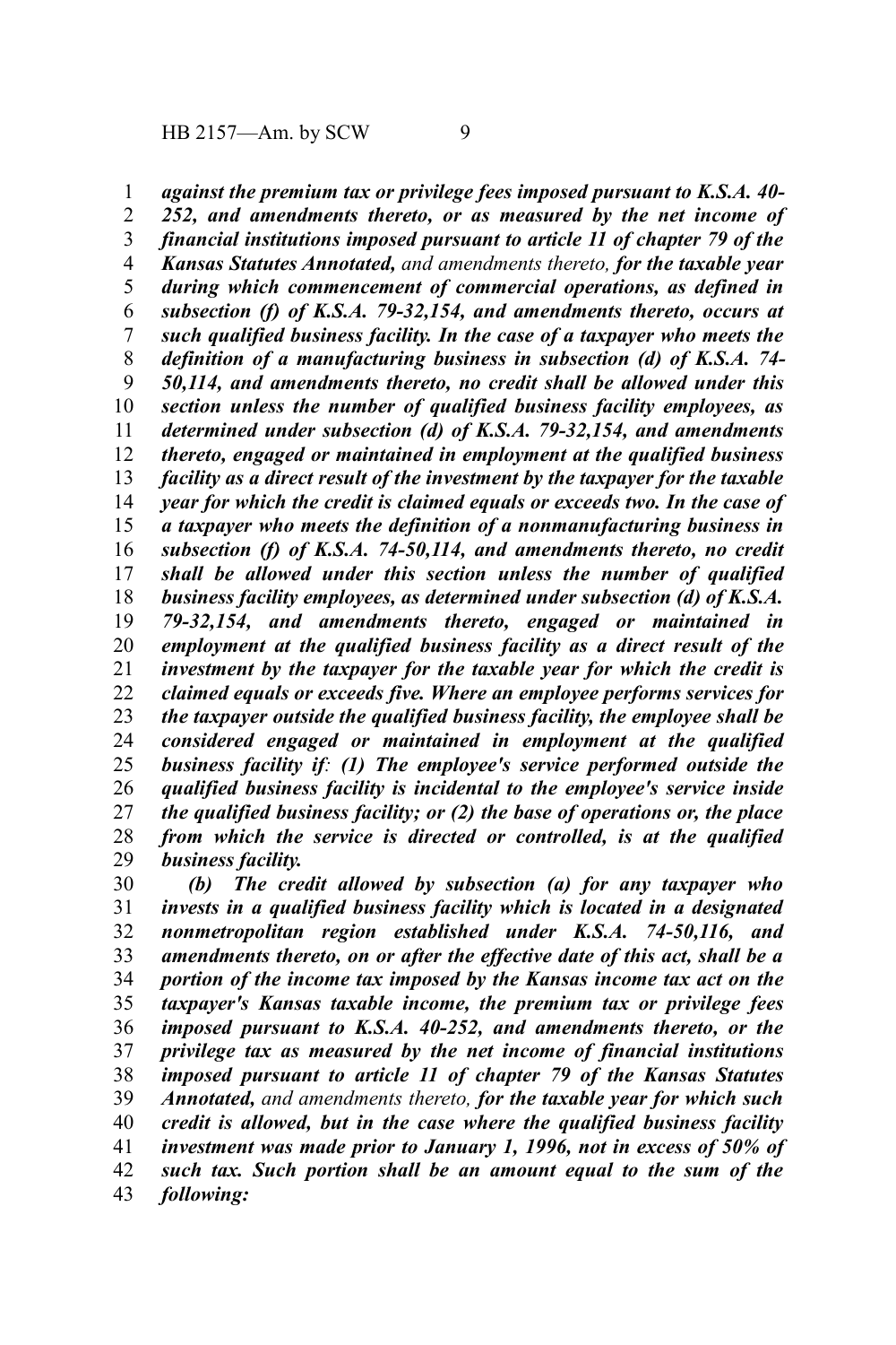***against the premium tax or privilege fees imposed pursuant to K.S.A. 40-252, and amendments thereto, or as measured by the net income of financial institutions imposed pursuant to article 11 of chapter 79 of the Kansas Statutes Annotated,*** *and amendments thereto,* ***for the taxable year during which commencement of commercial operations, as defined in subsection (f) of K.S.A. 79-32,154, and amendments thereto, occurs at such qualified business facility. In the case of a taxpayer who meets the definition of a manufacturing business in subsection (d) of K.S.A. 74-50,114, and amendments thereto, no credit shall be allowed under this section unless the number of qualified business facility employees, as determined under subsection (d) of K.S.A. 79-32,154, and amendments thereto, engaged or maintained in employment at the qualified business facility as a direct result of the investment by the taxpayer for the taxable year for which the credit is claimed equals or exceeds two. In the case of a taxpayer who meets the definition of a nonmanufacturing business in subsection (f) of K.S.A. 74-50,114, and amendments thereto, no credit shall be allowed under this section unless the number of qualified business facility employees, as determined under subsection (d) of K.S.A. 79-32,154, and amendments thereto, engaged or maintained in employment at the qualified business facility as a direct result of the investment by the taxpayer for the taxable year for which the credit is claimed equals or exceeds five. Where an employee performs services for the taxpayer outside the qualified business facility, the employee shall be considered engaged or maintained in employment at the qualified business facility if: (1) The employee's service performed outside the qualified business facility is incidental to the employee's service inside the qualified business facility; or (2) the base of operations or, the place from which the service is directed or controlled, is at the qualified business facility.***

***(b) The credit allowed by subsection (a) for any taxpayer who invests in a qualified business facility which is located in a designated nonmetropolitan region established under K.S.A. 74-50,116, and amendments thereto, on or after the effective date of this act, shall be a portion of the income tax imposed by the Kansas income tax act on the taxpayer's Kansas taxable income, the premium tax or privilege fees imposed pursuant to K.S.A. 40-252, and amendments thereto, or the privilege tax as measured by the net income of financial institutions imposed pursuant to article 11 of chapter 79 of the Kansas Statutes Annotated,*** *and amendments thereto,* ***for the taxable year for which such credit is allowed, but in the case where the qualified business facility investment was made prior to January 1, 1996, not in excess of 50% of such tax. Such portion shall be an amount equal to the sum of the following:***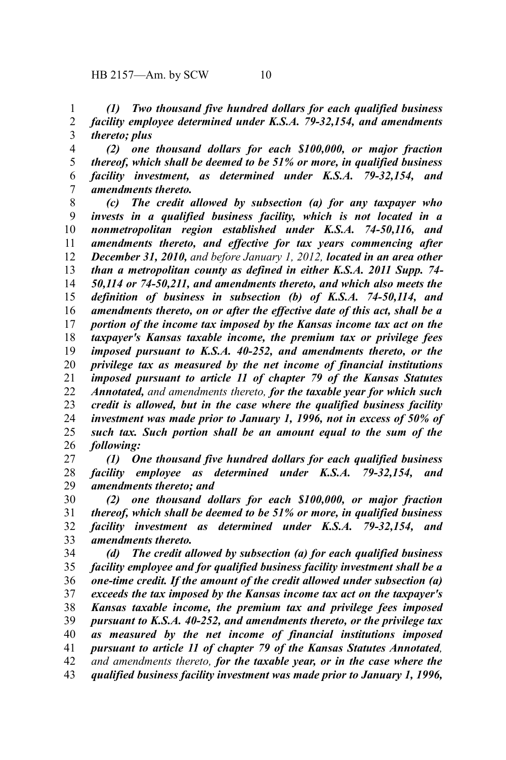*(1) Two thousand five hundred dollars for each qualified business facility employee determined under K.S.A. 79-32,154, and amendments thereto; plus*

*(2) one thousand dollars for each $100,000, or major fraction thereof, which shall be deemed to be 51% or more, in qualified business facility investment, as determined under K.S.A. 79-32,154, and amendments thereto.*

***(c) The credit allowed by subsection (a) for any taxpayer who invests in a qualified business facility, which is not located in a nonmetropolitan region established under K.S.A. 74-50,116, and amendments thereto, and effective for tax years commencing after December 31, 2010,*** *and before January 1, 2012,* ***located in an area other than a metropolitan county as defined in either K.S.A. 2011 Supp. 74-50,114 or 74-50,211, and amendments thereto, and which also meets the definition of business in subsection (b) of K.S.A. 74-50,114, and amendments thereto, on or after the effective date of this act, shall be a portion of the income tax imposed by the Kansas income tax act on the taxpayer's Kansas taxable income, the premium tax or privilege fees imposed pursuant to K.S.A. 40-252, and amendments thereto, or the privilege tax as measured by the net income of financial institutions imposed pursuant to article 11 of chapter 79 of the Kansas Statutes Annotated,*** *and amendments thereto,* ***for the taxable year for which such credit is allowed, but in the case where the qualified business facility investment was made prior to January 1, 1996, not in excess of 50% of such tax. Such portion shall be an amount equal to the sum of the following:***

***(1) One thousand five hundred dollars for each qualified business facility employee as determined under K.S.A. 79-32,154, and amendments thereto; and***

***(2) one thousand dollars for each $100,000, or major fraction thereof, which shall be deemed to be 51% or more, in qualified business facility investment as determined under K.S.A. 79-32,154, and amendments thereto.***

***(d) The credit allowed by subsection (a) for each qualified business facility employee and for qualified business facility investment shall be a one-time credit. If the amount of the credit allowed under subsection (a) exceeds the tax imposed by the Kansas income tax act on the taxpayer's Kansas taxable income, the premium tax and privilege fees imposed pursuant to K.S.A. 40-252, and amendments thereto, or the privilege tax as measured by the net income of financial institutions imposed pursuant to article 11 of chapter 79 of the Kansas Statutes Annotated,*** *and amendments thereto,* ***for the taxable year, or in the case where the qualified business facility investment was made prior to January 1, 1996,***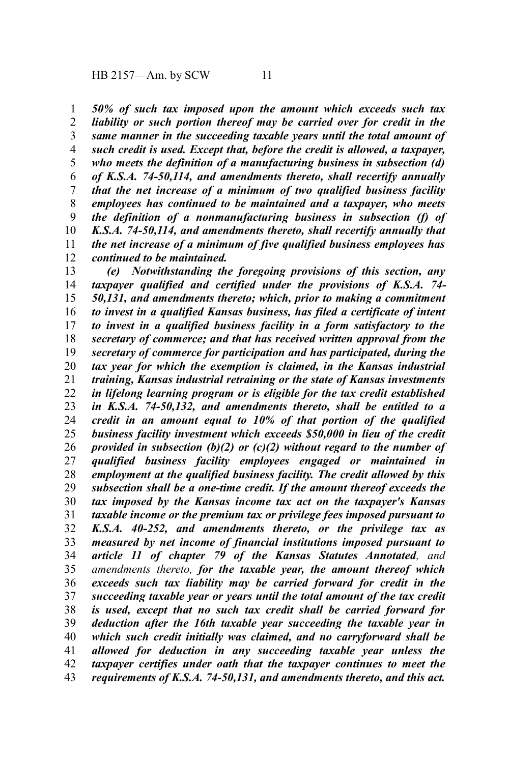*50% of such tax imposed upon the amount which exceeds such tax liability or such portion thereof may be carried over for credit in the same manner in the succeeding taxable years until the total amount of such credit is used. Except that, before the credit is allowed, a taxpayer, who meets the definition of a manufacturing business in subsection (d) of K.S.A. 74-50,114, and amendments thereto, shall recertify annually that the net increase of a minimum of two qualified business facility employees has continued to be maintained and a taxpayer, who meets the definition of a nonmanufacturing business in subsection (f) of K.S.A. 74-50,114, and amendments thereto, shall recertify annually that the net increase of a minimum of five qualified business employees has continued to be maintained.*

*(e) Notwithstanding the foregoing provisions of this section, any taxpayer qualified and certified under the provisions of K.S.A. 74-50,131, and amendments thereto; which, prior to making a commitment to invest in a qualified Kansas business, has filed a certificate of intent to invest in a qualified business facility in a form satisfactory to the secretary of commerce; and that has received written approval from the secretary of commerce for participation and has participated, during the tax year for which the exemption is claimed, in the Kansas industrial training, Kansas industrial retraining or the state of Kansas investments in lifelong learning program or is eligible for the tax credit established in K.S.A. 74-50,132, and amendments thereto, shall be entitled to a credit in an amount equal to 10% of that portion of the qualified business facility investment which exceeds $50,000 in lieu of the credit provided in subsection (b)(2) or (c)(2) without regard to the number of qualified business facility employees engaged or maintained in employment at the qualified business facility. The credit allowed by this subsection shall be a one-time credit. If the amount thereof exceeds the tax imposed by the Kansas income tax act on the taxpayer's Kansas taxable income or the premium tax or privilege fees imposed pursuant to K.S.A. 40-252, and amendments thereto, or the privilege tax as measured by net income of financial institutions imposed pursuant to article 11 of chapter 79 of the Kansas Statutes Annotated*, and amendments thereto, ***for the taxable year, the amount thereof which exceeds such tax liability may be carried forward for credit in the succeeding taxable year or years until the total amount of the tax credit is used, except that no such tax credit shall be carried forward for deduction after the 16th taxable year succeeding the taxable year in which such credit initially was claimed, and no carryforward shall be allowed for deduction in any succeeding taxable year unless the taxpayer certifies under oath that the taxpayer continues to meet the requirements of K.S.A. 74-50,131, and amendments thereto, and this act.***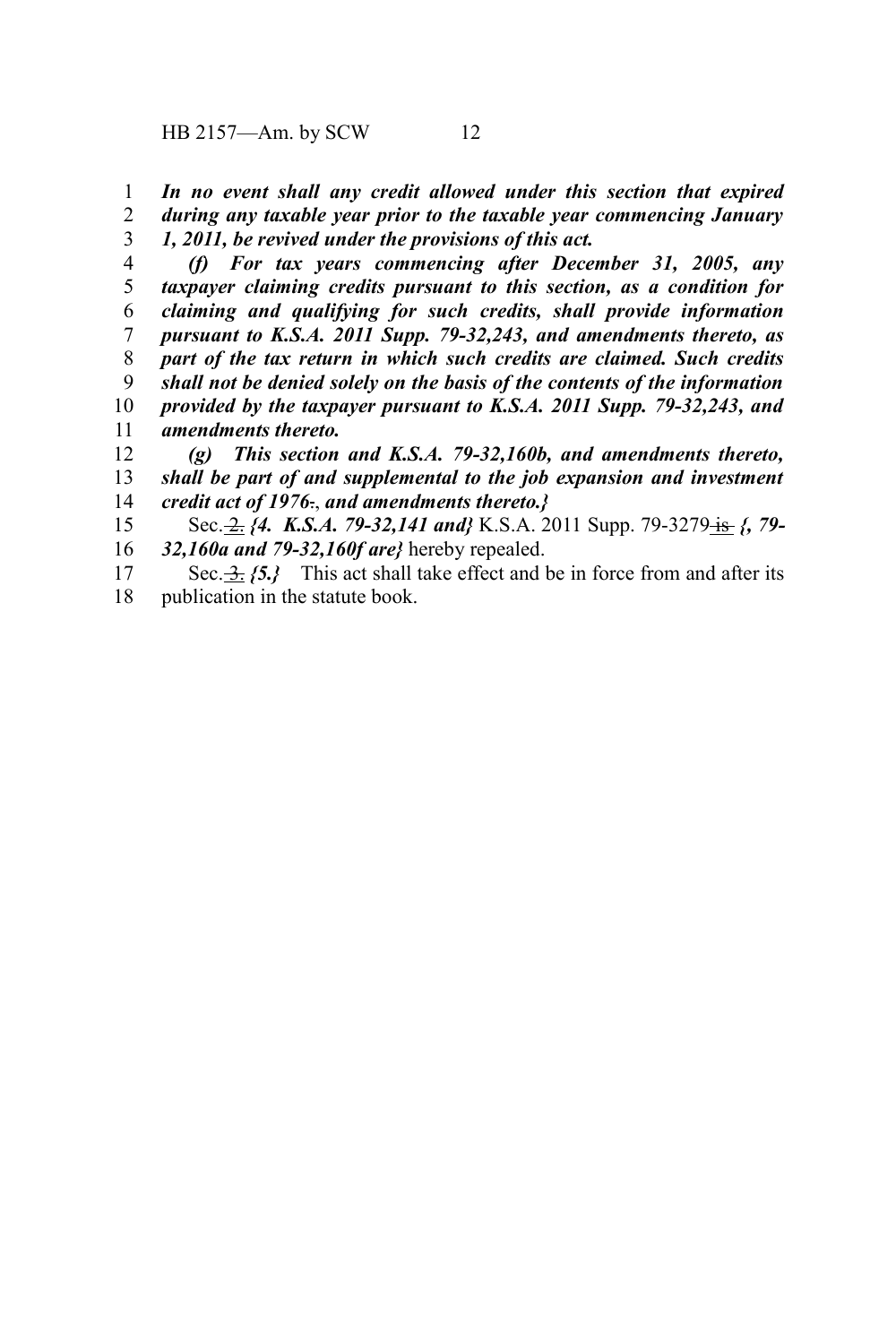***In no event shall any credit allowed under this section that expired during any taxable year prior to the taxable year commencing January 1, 2011, be revived under the provisions of this act.***

***(f) For tax years commencing after December 31, 2005, any taxpayer claiming credits pursuant to this section, as a condition for claiming and qualifying for such credits, shall provide information pursuant to K.S.A. 2011 Supp. 79-32,243, and amendments thereto, as part of the tax return in which such credits are claimed. Such credits shall not be denied solely on the basis of the contents of the information provided by the taxpayer pursuant to K.S.A. 2011 Supp. 79-32,243, and amendments thereto.***

***(g) This section and K.S.A. 79-32,160b, and amendments thereto, shall be part of and supplemental to the job expansion and investment credit act of 1976~~.~~, and amendments thereto.}***

Sec. ~~2.~~ ***{4. K.S.A. 79-32,141 and}*** K.S.A. 2011 Supp. 79-3279 ~~is~~ ***{, 79-32,160a and 79-32,160f are}*** hereby repealed.

Sec. ~~3.~~ ***{5.}*** This act shall take effect and be in force from and after its publication in the statute book.